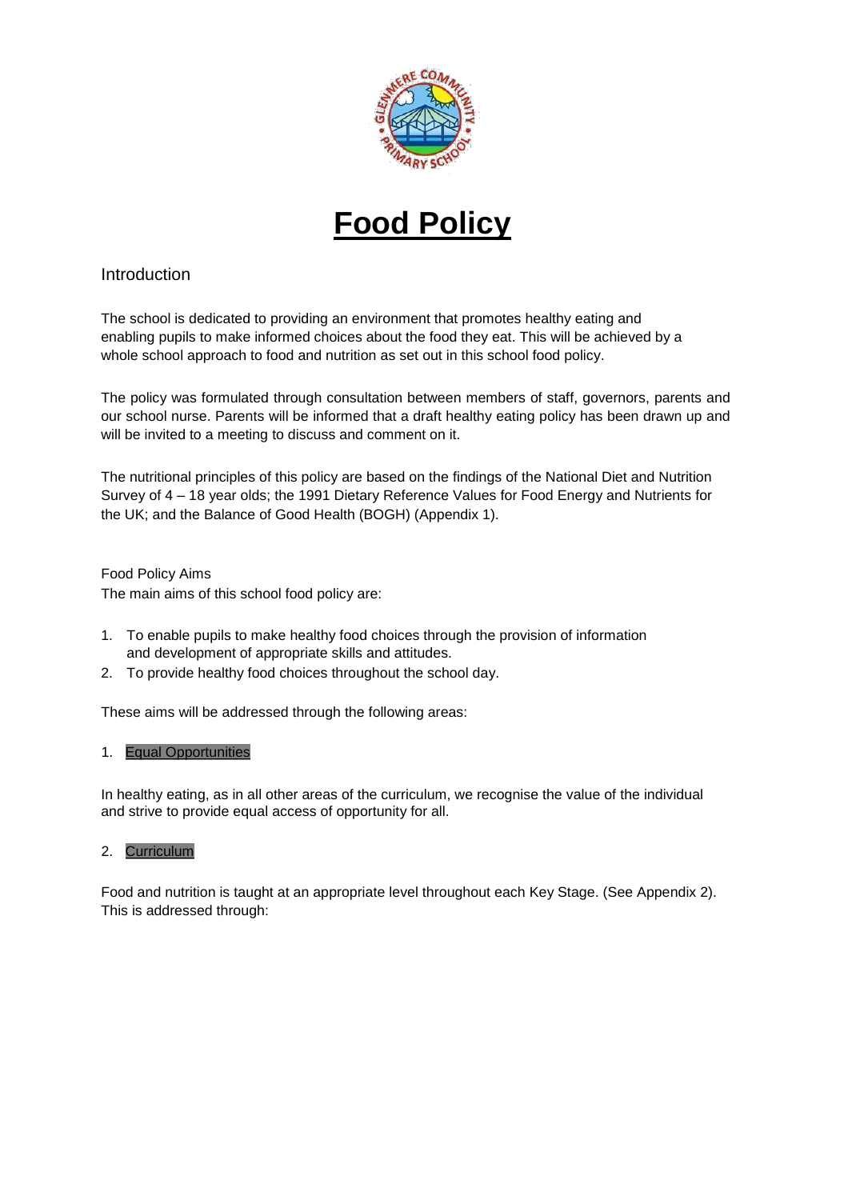# Food Policy

## Introduction

The school is dedicated to providing an environment that promotes healthy eating and enabling pupils to make informed choices about the food they eat. This will be achieved by a whole school approach to food and nutrition as set out in this school food policy.

The policy was formulated through consultation between members of staff, governors, parents and our school nurse. Parents will be informed that a draft healthy eating policy has been drawn up and will be invited to a meeting to discuss and comment on it.

The nutritional principles of this policy are based on the findings of the National Diet and Nutrition Survey of 4 – 18 year olds; the 1991 Dietary Reference Values for Food Energy and Nutrients for the UK; and the Balance of Good Health (BOGH) (Appendix 1).

Food Policy Aims

The main aims of this school food policy are:

1. To enable pupils to make healthy food choices through the provision of information and development of appropriate skills and attitudes.
2. To provide healthy food choices throughout the school day.

These aims will be addressed through the following areas:

1. Equal Opportunities

In healthy eating, as in all other areas of the curriculum, we recognise the value of the individual and strive to provide equal access of opportunity for all.

2. Curriculum

Food and nutrition is taught at an appropriate level throughout each Key Stage. (See Appendix 2). This is addressed through: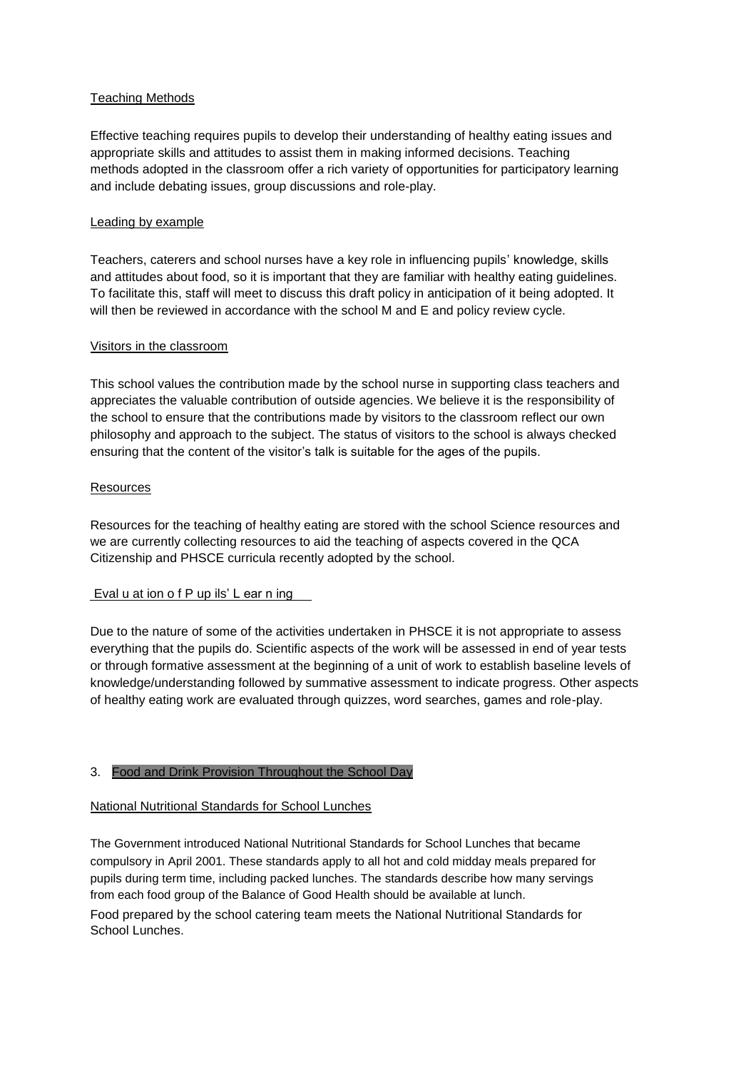### Teaching Methods

Effective teaching requires pupils to develop their understanding of healthy eating issues and appropriate skills and attitudes to assist them in making informed decisions. Teaching methods adopted in the classroom offer a rich variety of opportunities for participatory learning and include debating issues, group discussions and role-play.

### Leading by example

Teachers, caterers and school nurses have a key role in influencing pupils' knowledge, skills and attitudes about food, so it is important that they are familiar with healthy eating guidelines. To facilitate this, staff will meet to discuss this draft policy in anticipation of it being adopted. It will then be reviewed in accordance with the school M and E and policy review cycle.

### Visitors in the classroom

This school values the contribution made by the school nurse in supporting class teachers and appreciates the valuable contribution of outside agencies. We believe it is the responsibility of the school to ensure that the contributions made by visitors to the classroom reflect our own philosophy and approach to the subject. The status of visitors to the school is always checked ensuring that the content of the visitor's talk is suitable for the ages of the pupils.

### Resources

Resources for the teaching of healthy eating are stored with the school Science resources and we are currently collecting resources to aid the teaching of aspects covered in the QCA Citizenship and PHSCE curricula recently adopted by the school.

### Evaluation of Pupils' Learning

Due to the nature of some of the activities undertaken in PHSCE it is not appropriate to assess everything that the pupils do. Scientific aspects of the work will be assessed in end of year tests or through formative assessment at the beginning of a unit of work to establish baseline levels of knowledge/understanding followed by summative assessment to indicate progress. Other aspects of healthy eating work are evaluated through quizzes, word searches, games and role-play.

## 3. Food and Drink Provision Throughout the School Day

### National Nutritional Standards for School Lunches

The Government introduced National Nutritional Standards for School Lunches that became compulsory in April 2001. These standards apply to all hot and cold midday meals prepared for pupils during term time, including packed lunches. The standards describe how many servings from each food group of the Balance of Good Health should be available at lunch.

Food prepared by the school catering team meets the National Nutritional Standards for School Lunches.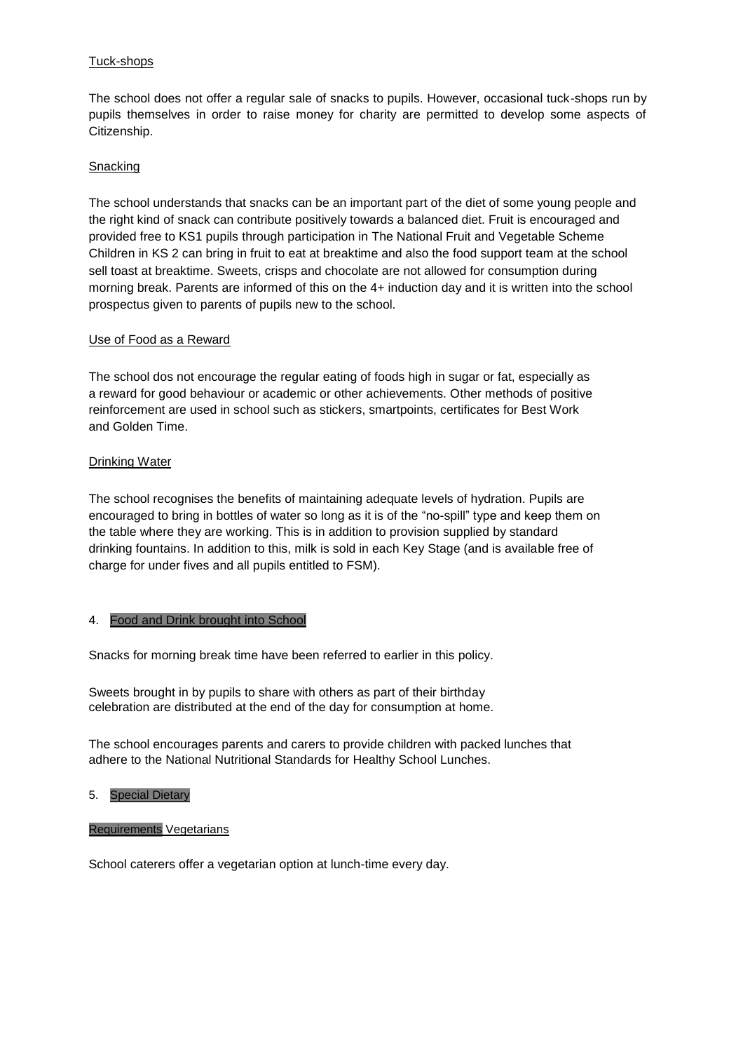### Tuck-shops

The school does not offer a regular sale of snacks to pupils. However, occasional tuck-shops run by pupils themselves in order to raise money for charity are permitted to develop some aspects of Citizenship.

### Snacking

The school understands that snacks can be an important part of the diet of some young people and the right kind of snack can contribute positively towards a balanced diet. Fruit is encouraged and provided free to KS1 pupils through participation in The National Fruit and Vegetable Scheme Children in KS 2 can bring in fruit to eat at breaktime and also the food support team at the school sell toast at breaktime. Sweets, crisps and chocolate are not allowed for consumption during morning break. Parents are informed of this on the 4+ induction day and it is written into the school prospectus given to parents of pupils new to the school.

### Use of Food as a Reward

The school dos not encourage the regular eating of foods high in sugar or fat, especially as a reward for good behaviour or academic or other achievements. Other methods of positive reinforcement are used in school such as stickers, smartpoints, certificates for Best Work and Golden Time.

### Drinking Water

The school recognises the benefits of maintaining adequate levels of hydration. Pupils are encouraged to bring in bottles of water so long as it is of the "no-spill" type and keep them on the table where they are working. This is in addition to provision supplied by standard drinking fountains. In addition to this, milk is sold in each Key Stage (and is available free of charge for under fives and all pupils entitled to FSM).

## 4. Food and Drink brought into School

Snacks for morning break time have been referred to earlier in this policy.

Sweets brought in by pupils to share with others as part of their birthday celebration are distributed at the end of the day for consumption at home.

The school encourages parents and carers to provide children with packed lunches that adhere to the National Nutritional Standards for Healthy School Lunches.

## 5. Special Dietary

### Requirements Vegetarians

School caterers offer a vegetarian option at lunch-time every day.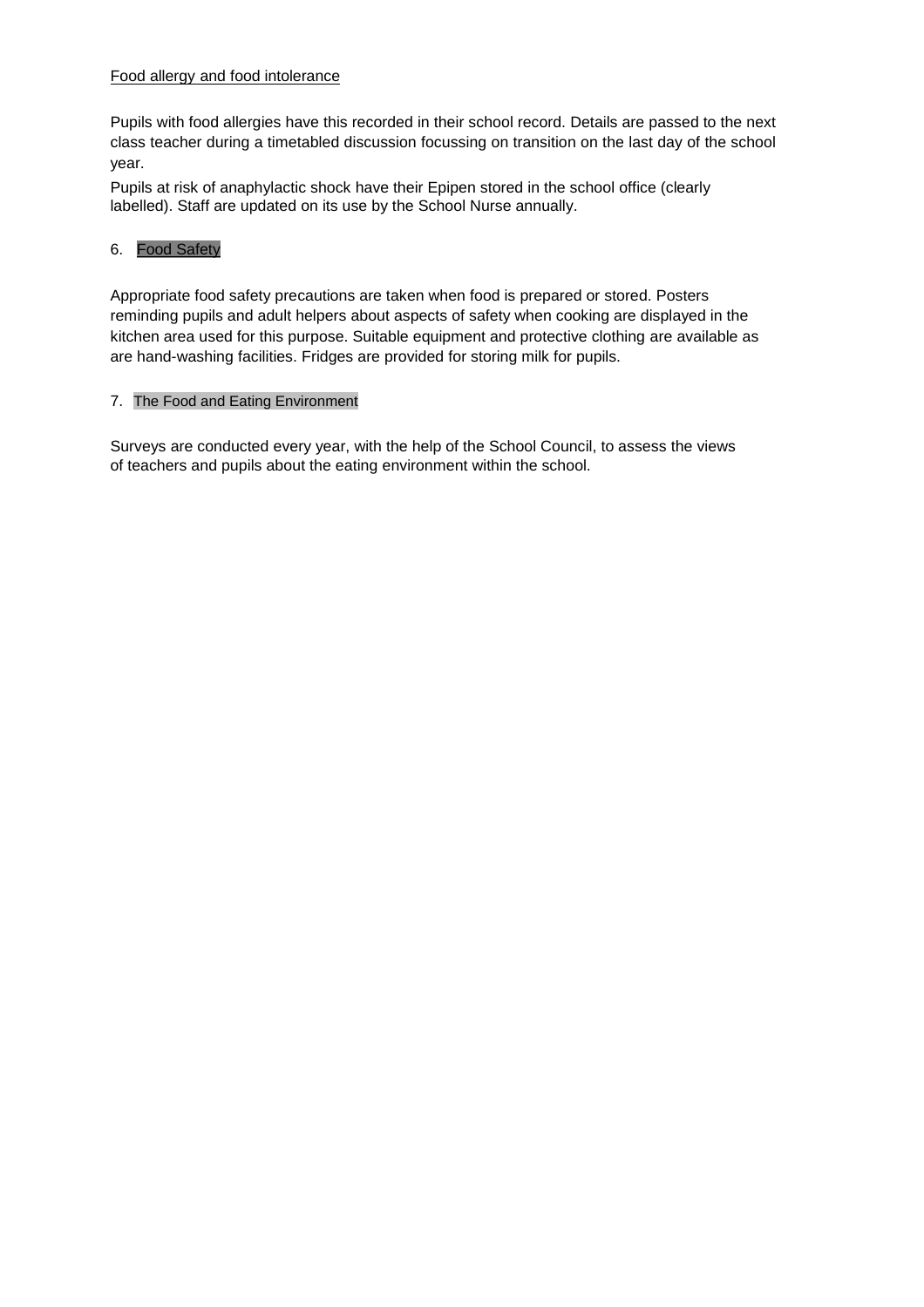Food allergy and food intolerance

Pupils with food allergies have this recorded in their school record. Details are passed to the next class teacher during a timetabled discussion focussing on transition on the last day of the school year.

Pupils at risk of anaphylactic shock have their Epipen stored in the school office (clearly labelled). Staff are updated on its use by the School Nurse annually.

## 6. Food Safety

Appropriate food safety precautions are taken when food is prepared or stored. Posters reminding pupils and adult helpers about aspects of safety when cooking are displayed in the kitchen area used for this purpose. Suitable equipment and protective clothing are available as are hand-washing facilities. Fridges are provided for storing milk for pupils.

## 7. The Food and Eating Environment

Surveys are conducted every year, with the help of the School Council, to assess the views of teachers and pupils about the eating environment within the school.